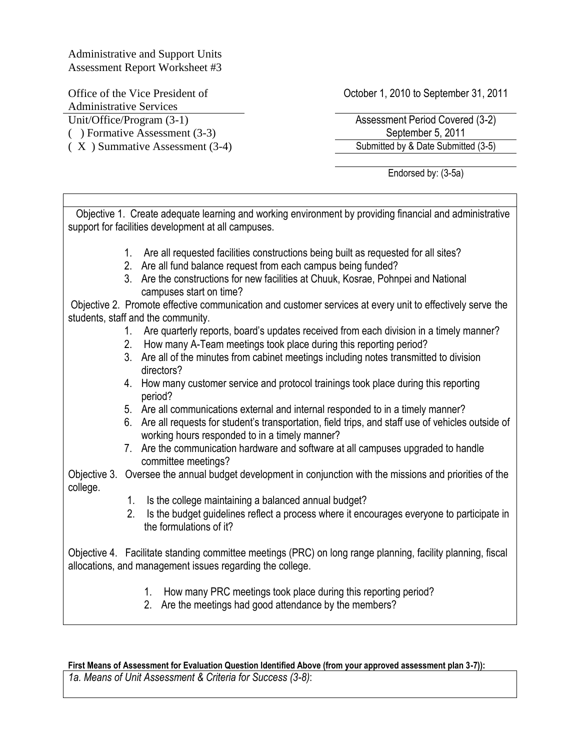Administrative and Support Units
Assessment Report Worksheet #3

Office of the Vice President of Administrative Services
Unit/Office/Program (3-1)

October 1, 2010 to September 31, 2011
Assessment Period Covered (3-2)

( ) Formative Assessment (3-3)
( X ) Summative Assessment (3-4)

September 5, 2011
Submitted by & Date Submitted (3-5)

Endorsed by: (3-5a)

Objective 1. Create adequate learning and working environment by providing financial and administrative support for facilities development at all campuses.

1. Are all requested facilities constructions being built as requested for all sites?
2. Are all fund balance request from each campus being funded?
3. Are the constructions for new facilities at Chuuk, Kosrae, Pohnpei and National campuses start on time?

Objective 2. Promote effective communication and customer services at every unit to effectively serve the students, staff and the community.

1. Are quarterly reports, board's updates received from each division in a timely manner?
2. How many A-Team meetings took place during this reporting period?
3. Are all of the minutes from cabinet meetings including notes transmitted to division directors?
4. How many customer service and protocol trainings took place during this reporting period?
5. Are all communications external and internal responded to in a timely manner?
6. Are all requests for student's transportation, field trips, and staff use of vehicles outside of working hours responded to in a timely manner?
7. Are the communication hardware and software at all campuses upgraded to handle committee meetings?

Objective 3. Oversee the annual budget development in conjunction with the missions and priorities of the college.

1. Is the college maintaining a balanced annual budget?
2. Is the budget guidelines reflect a process where it encourages everyone to participate in the formulations of it?

Objective 4. Facilitate standing committee meetings (PRC) on long range planning, facility planning, fiscal allocations, and management issues regarding the college.

1. How many PRC meetings took place during this reporting period?
2. Are the meetings had good attendance by the members?

**First Means of Assessment for Evaluation Question Identified Above (from your approved assessment plan 3-7)):**

*1a. Means of Unit Assessment & Criteria for Success (3-8)*: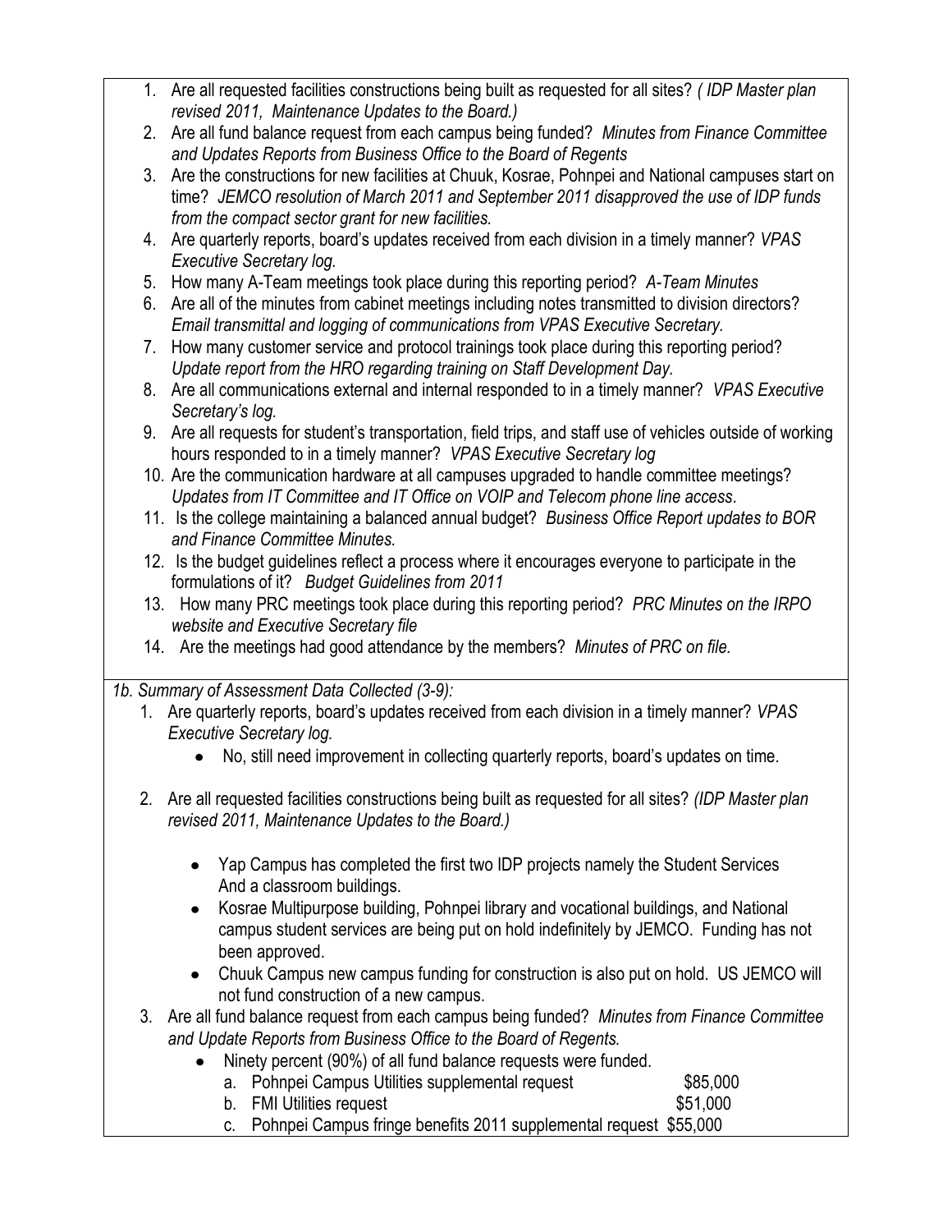1. Are all requested facilities constructions being built as requested for all sites? *( IDP Master plan revised 2011, Maintenance Updates to the Board.)*
2. Are all fund balance request from each campus being funded? *Minutes from Finance Committee and Updates Reports from Business Office to the Board of Regents*
3. Are the constructions for new facilities at Chuuk, Kosrae, Pohnpei and National campuses start on time? *JEMCO resolution of March 2011 and September 2011 disapproved the use of IDP funds from the compact sector grant for new facilities.*
4. Are quarterly reports, board's updates received from each division in a timely manner? *VPAS Executive Secretary log.*
5. How many A-Team meetings took place during this reporting period? *A-Team Minutes*
6. Are all of the minutes from cabinet meetings including notes transmitted to division directors? *Email transmittal and logging of communications from VPAS Executive Secretary.*
7. How many customer service and protocol trainings took place during this reporting period? *Update report from the HRO regarding training on Staff Development Day.*
8. Are all communications external and internal responded to in a timely manner? *VPAS Executive Secretary's log.*
9. Are all requests for student's transportation, field trips, and staff use of vehicles outside of working hours responded to in a timely manner? *VPAS Executive Secretary log*
10. Are the communication hardware at all campuses upgraded to handle committee meetings? *Updates from IT Committee and IT Office on VOIP and Telecom phone line access.*
11. Is the college maintaining a balanced annual budget? *Business Office Report updates to BOR and Finance Committee Minutes.*
12. Is the budget guidelines reflect a process where it encourages everyone to participate in the formulations of it? *Budget Guidelines from 2011*
13. How many PRC meetings took place during this reporting period? *PRC Minutes on the IRPO website and Executive Secretary file*
14. Are the meetings had good attendance by the members? *Minutes of PRC on file.*

*1b. Summary of Assessment Data Collected (3-9):*

1. Are quarterly reports, board's updates received from each division in a timely manner? *VPAS Executive Secretary log.*
   - No, still need improvement in collecting quarterly reports, board's updates on time.

2. Are all requested facilities constructions being built as requested for all sites? *(IDP Master plan revised 2011, Maintenance Updates to the Board.)*
   - Yap Campus has completed the first two IDP projects namely the Student Services And a classroom buildings.
   - Kosrae Multipurpose building, Pohnpei library and vocational buildings, and National campus student services are being put on hold indefinitely by JEMCO. Funding has not been approved.
   - Chuuk Campus new campus funding for construction is also put on hold. US JEMCO will not fund construction of a new campus.

3. Are all fund balance request from each campus being funded? *Minutes from Finance Committee and Update Reports from Business Office to the Board of Regents.*
   - Ninety percent (90%) of all fund balance requests were funded.
     a. Pohnpei Campus Utilities supplemental request $85,000
     b. FMI Utilities request $51,000
     c. Pohnpei Campus fringe benefits 2011 supplemental request $55,000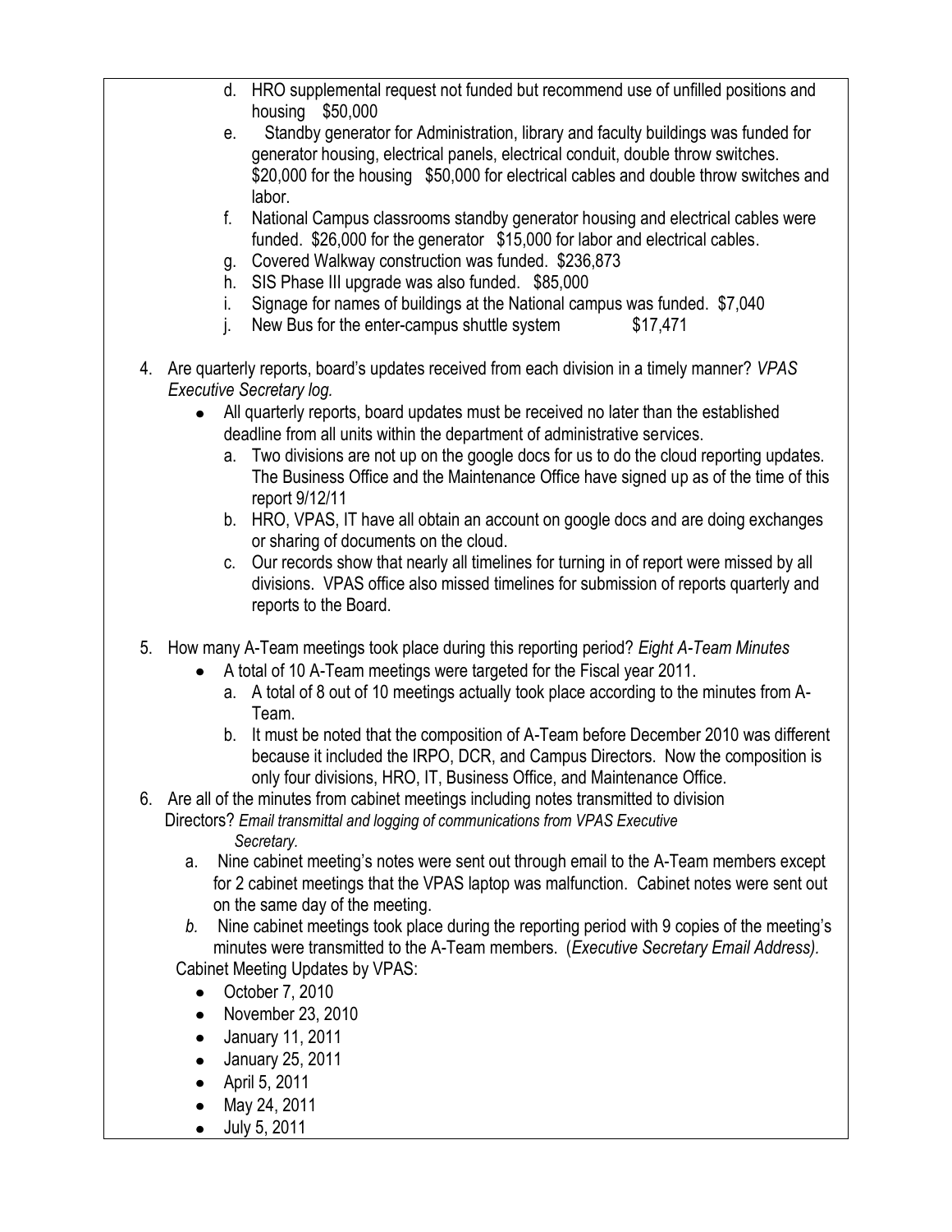d. HRO supplemental request not funded but recommend use of unfilled positions and housing   $50,000
   e. Standby generator for Administration, library and faculty buildings was funded for generator housing, electrical panels, electrical conduit, double throw switches. $20,000 for the housing   $50,000 for electrical cables and double throw switches and labor.
   f. National Campus classrooms standby generator housing and electrical cables were funded. $26,000 for the generator   $15,000 for labor and electrical cables.
   g. Covered Walkway construction was funded. $236,873
   h. SIS Phase III upgrade was also funded. $85,000
   i. Signage for names of buildings at the National campus was funded. $7,040
   j. New Bus for the enter-campus shuttle system   $17,471

4. Are quarterly reports, board's updates received from each division in a timely manner? *VPAS Executive Secretary log.*
   - All quarterly reports, board updates must be received no later than the established deadline from all units within the department of administrative services.
     a. Two divisions are not up on the google docs for us to do the cloud reporting updates. The Business Office and the Maintenance Office have signed up as of the time of this report 9/12/11
     b. HRO, VPAS, IT have all obtain an account on google docs and are doing exchanges or sharing of documents on the cloud.
     c. Our records show that nearly all timelines for turning in of report were missed by all divisions. VPAS office also missed timelines for submission of reports quarterly and reports to the Board.

5. How many A-Team meetings took place during this reporting period? *Eight A-Team Minutes*
   - A total of 10 A-Team meetings were targeted for the Fiscal year 2011.
     a. A total of 8 out of 10 meetings actually took place according to the minutes from A-Team.
     b. It must be noted that the composition of A-Team before December 2010 was different because it included the IRPO, DCR, and Campus Directors. Now the composition is only four divisions, HRO, IT, Business Office, and Maintenance Office.

6. Are all of the minutes from cabinet meetings including notes transmitted to division Directors? *Email transmittal and logging of communications from VPAS Executive Secretary.*
   a. Nine cabinet meeting's notes were sent out through email to the A-Team members except for 2 cabinet meetings that the VPAS laptop was malfunction. Cabinet notes were sent out on the same day of the meeting.
   *b.* Nine cabinet meetings took place during the reporting period with 9 copies of the meeting's minutes were transmitted to the A-Team members. (*Executive Secretary Email Address).*

   Cabinet Meeting Updates by VPAS:
   - October 7, 2010
   - November 23, 2010
   - January 11, 2011
   - January 25, 2011
   - April 5, 2011
   - May 24, 2011
   - July 5, 2011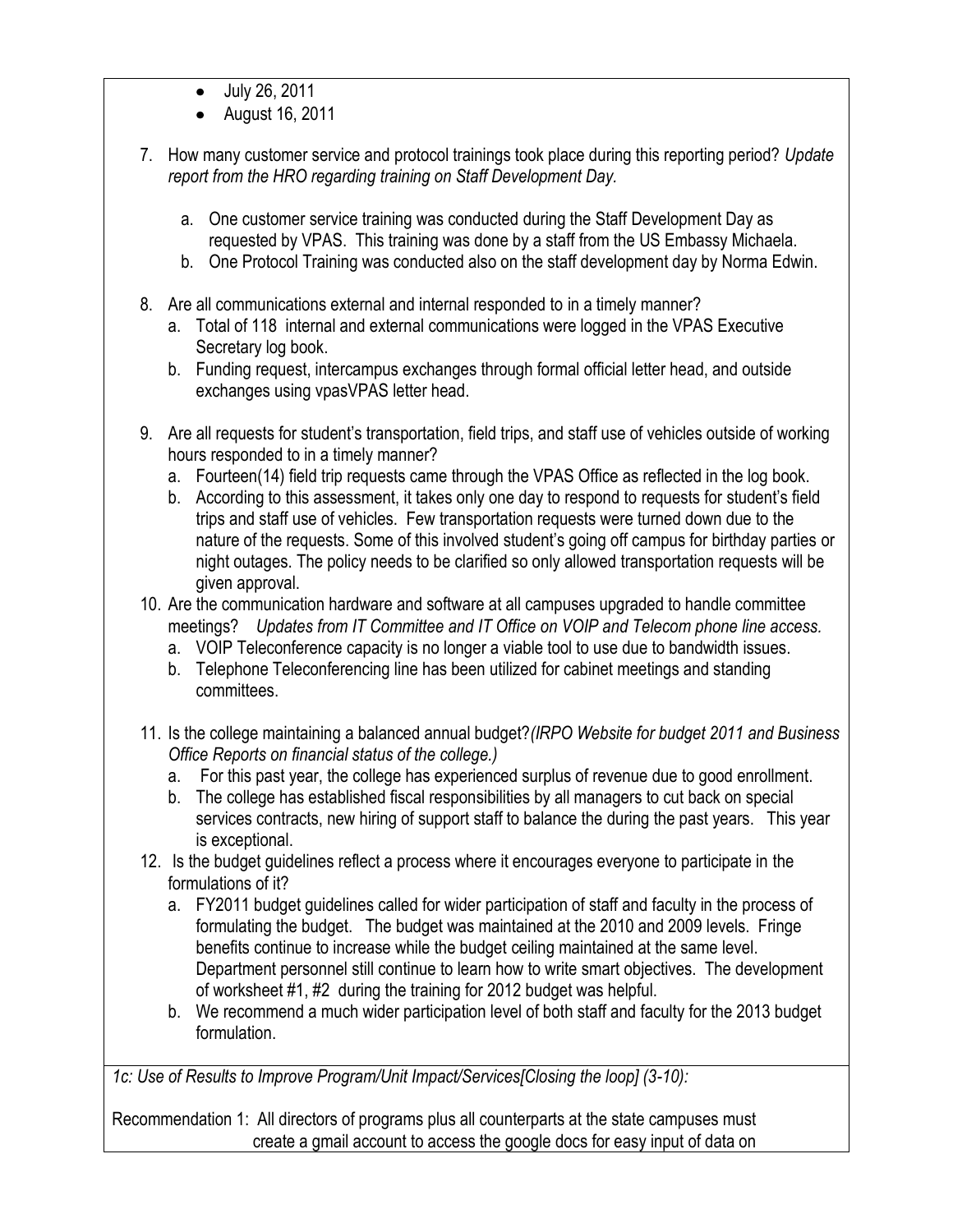- July 26, 2011
- August 16, 2011

7. How many customer service and protocol trainings took place during this reporting period? *Update report from the HRO regarding training on Staff Development Day.*
    a. One customer service training was conducted during the Staff Development Day as requested by VPAS. This training was done by a staff from the US Embassy Michaela.
    b. One Protocol Training was conducted also on the staff development day by Norma Edwin.

8. Are all communications external and internal responded to in a timely manner?
    a. Total of 118 internal and external communications were logged in the VPAS Executive Secretary log book.
    b. Funding request, intercampus exchanges through formal official letter head, and outside exchanges using vpasVPAS letter head.

9. Are all requests for student's transportation, field trips, and staff use of vehicles outside of working hours responded to in a timely manner?
    a. Fourteen(14) field trip requests came through the VPAS Office as reflected in the log book.
    b. According to this assessment, it takes only one day to respond to requests for student's field trips and staff use of vehicles. Few transportation requests were turned down due to the nature of the requests. Some of this involved student's going off campus for birthday parties or night outages. The policy needs to be clarified so only allowed transportation requests will be given approval.

10. Are the communication hardware and software at all campuses upgraded to handle committee meetings? *Updates from IT Committee and IT Office on VOIP and Telecom phone line access.*
    a. VOIP Teleconference capacity is no longer a viable tool to use due to bandwidth issues.
    b. Telephone Teleconferencing line has been utilized for cabinet meetings and standing committees.

11. Is the college maintaining a balanced annual budget?*(IRPO Website for budget 2011 and Business Office Reports on financial status of the college.)*
    a. For this past year, the college has experienced surplus of revenue due to good enrollment.
    b. The college has established fiscal responsibilities by all managers to cut back on special services contracts, new hiring of support staff to balance the during the past years. This year is exceptional.

12. Is the budget guidelines reflect a process where it encourages everyone to participate in the formulations of it?
    a. FY2011 budget guidelines called for wider participation of staff and faculty in the process of formulating the budget. The budget was maintained at the 2010 and 2009 levels. Fringe benefits continue to increase while the budget ceiling maintained at the same level. Department personnel still continue to learn how to write smart objectives. The development of worksheet #1, #2 during the training for 2012 budget was helpful.
    b. We recommend a much wider participation level of both staff and faculty for the 2013 budget formulation.

*1c: Use of Results to Improve Program/Unit Impact/Services[Closing the loop] (3-10):*

Recommendation 1: All directors of programs plus all counterparts at the state campuses must create a gmail account to access the google docs for easy input of data on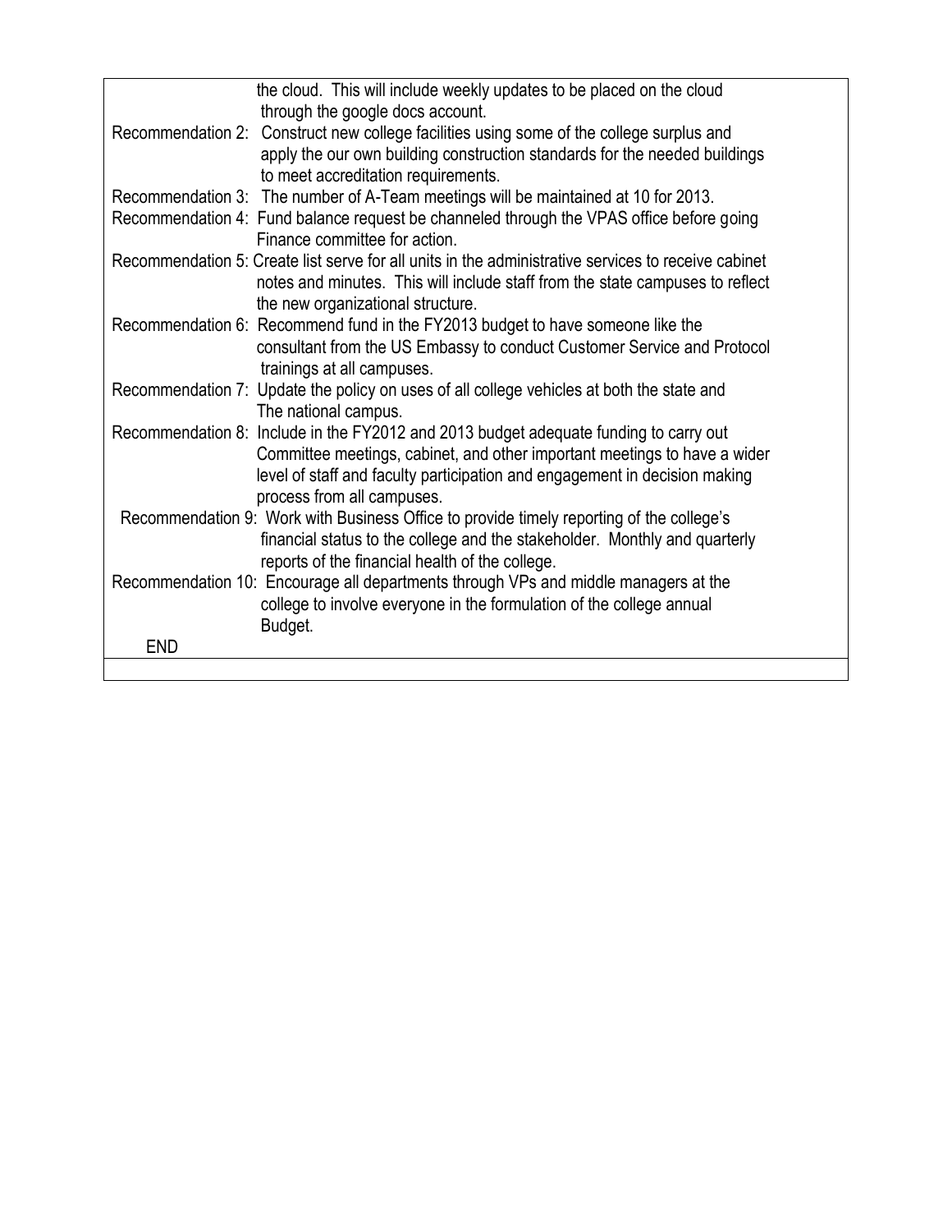the cloud. This will include weekly updates to be placed on the cloud through the google docs account.

Recommendation 2: Construct new college facilities using some of the college surplus and apply the our own building construction standards for the needed buildings to meet accreditation requirements.

Recommendation 3: The number of A-Team meetings will be maintained at 10 for 2013.

Recommendation 4: Fund balance request be channeled through the VPAS office before going Finance committee for action.

Recommendation 5: Create list serve for all units in the administrative services to receive cabinet notes and minutes. This will include staff from the state campuses to reflect the new organizational structure.

Recommendation 6: Recommend fund in the FY2013 budget to have someone like the consultant from the US Embassy to conduct Customer Service and Protocol trainings at all campuses.

Recommendation 7: Update the policy on uses of all college vehicles at both the state and The national campus.

Recommendation 8: Include in the FY2012 and 2013 budget adequate funding to carry out Committee meetings, cabinet, and other important meetings to have a wider level of staff and faculty participation and engagement in decision making process from all campuses.

Recommendation 9: Work with Business Office to provide timely reporting of the college's financial status to the college and the stakeholder. Monthly and quarterly reports of the financial health of the college.

Recommendation 10: Encourage all departments through VPs and middle managers at the college to involve everyone in the formulation of the college annual Budget.

END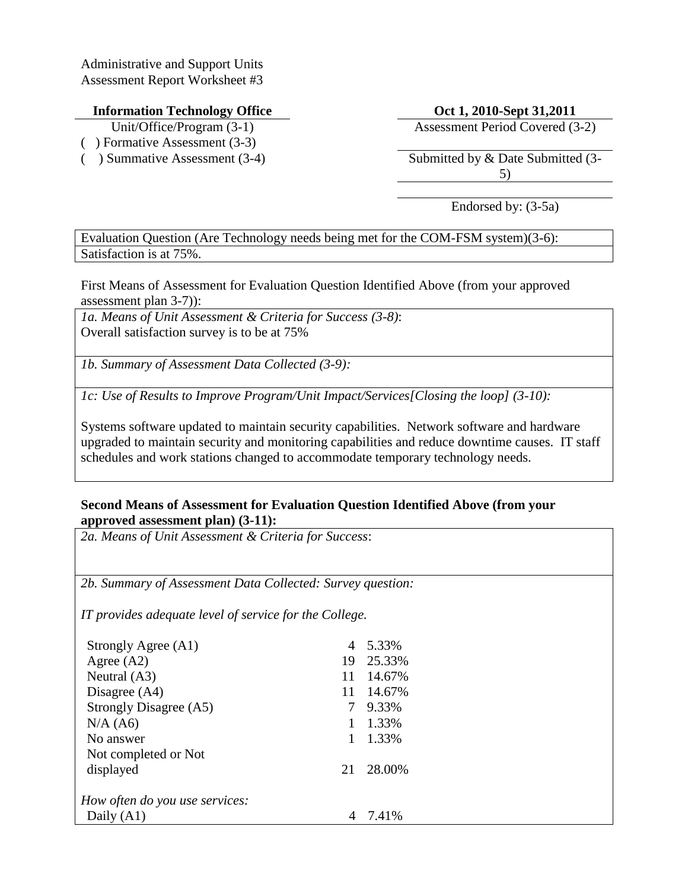Administrative and Support Units
Assessment Report Worksheet #3

| **Information Technology Office** | **Oct 1, 2010-Sept 31,2011** |
|---|---|
| Unit/Office/Program (3-1) | Assessment Period Covered (3-2) |

( ) Formative Assessment (3-3)

( ) Summative Assessment (3-4)

Submitted by & Date Submitted (3-5)

Endorsed by: (3-5a)

Evaluation Question (Are Technology needs being met for the COM-FSM system)(3-6):
Satisfaction is at 75%.

First Means of Assessment for Evaluation Question Identified Above (from your approved assessment plan 3-7)):

*1a. Means of Unit Assessment & Criteria for Success (3-8)*:
Overall satisfaction survey is to be at 75%

*1b. Summary of Assessment Data Collected (3-9):*

*1c: Use of Results to Improve Program/Unit Impact/Services[Closing the loop] (3-10):*

Systems software updated to maintain security capabilities. Network software and hardware upgraded to maintain security and monitoring capabilities and reduce downtime causes. IT staff schedules and work stations changed to accommodate temporary technology needs.

**Second Means of Assessment for Evaluation Question Identified Above (from your approved assessment plan) (3-11):**

*2a. Means of Unit Assessment & Criteria for Success*:

*2b. Summary of Assessment Data Collected: Survey question:*

*IT provides adequate level of service for the College.*

| | | |
|---|---|---|
| Strongly Agree (A1) | 4 | 5.33% |
| Agree (A2) | 19 | 25.33% |
| Neutral (A3) | 11 | 14.67% |
| Disagree (A4) | 11 | 14.67% |
| Strongly Disagree (A5) | 7 | 9.33% |
| N/A (A6) | 1 | 1.33% |
| No answer | 1 | 1.33% |
| Not completed or Not displayed | 21 | 28.00% |

*How often do you use services:*

| | | |
|---|---|---|
| Daily (A1) | 4 | 7.41% |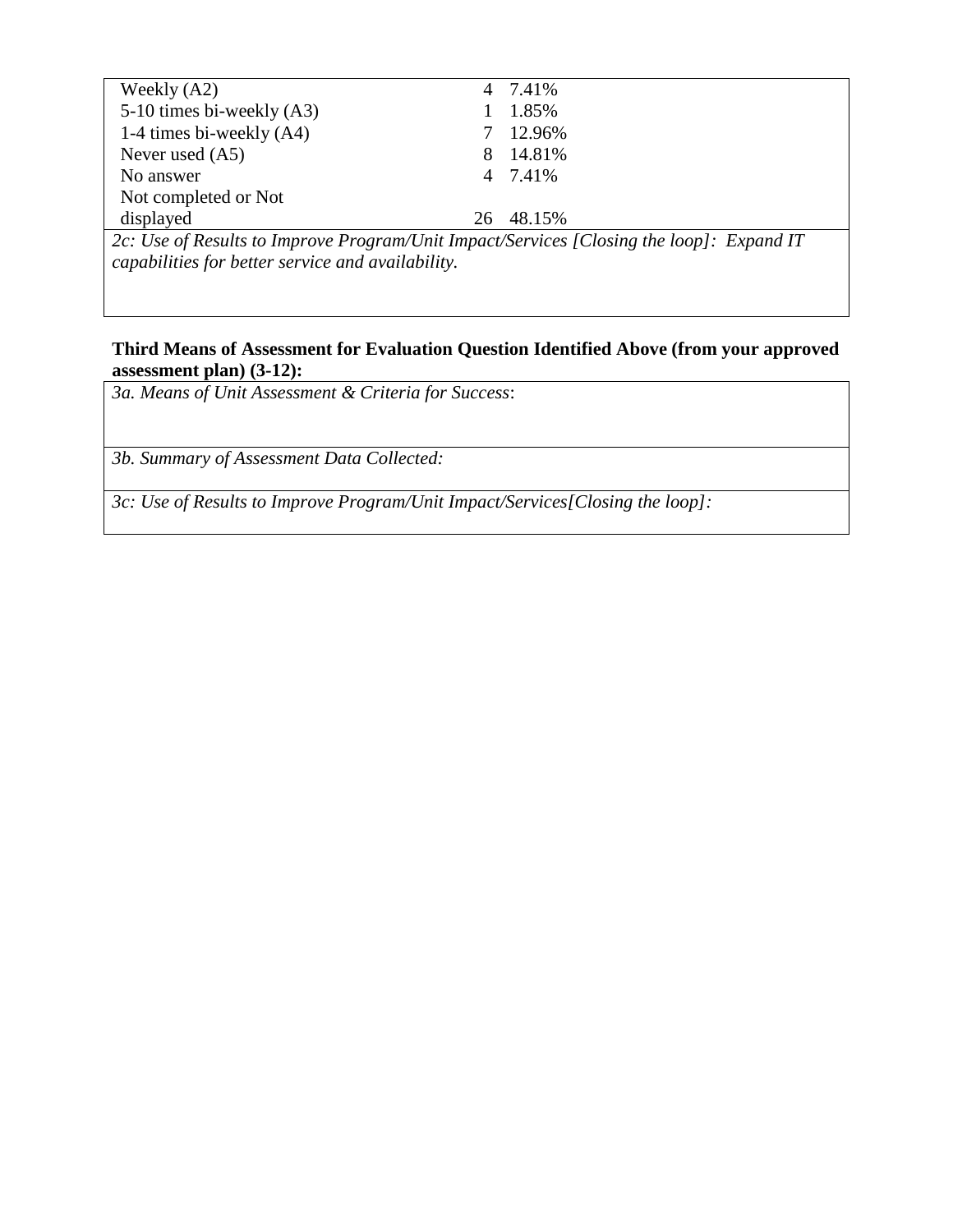| | | |
|---|---|---|
| Weekly (A2) | 4 | 7.41% |
| 5-10 times bi-weekly (A3) | 1 | 1.85% |
| 1-4 times bi-weekly (A4) | 7 | 12.96% |
| Never used (A5) | 8 | 14.81% |
| No answer | 4 | 7.41% |
| Not completed or Not displayed | 26 | 48.15% |

*2c: Use of Results to Improve Program/Unit Impact/Services [Closing the loop]: Expand IT capabilities for better service and availability.*

**Third Means of Assessment for Evaluation Question Identified Above (from your approved assessment plan) (3-12):**

*3a. Means of Unit Assessment & Criteria for Success*:

*3b. Summary of Assessment Data Collected:*

*3c: Use of Results to Improve Program/Unit Impact/Services[Closing the loop]:*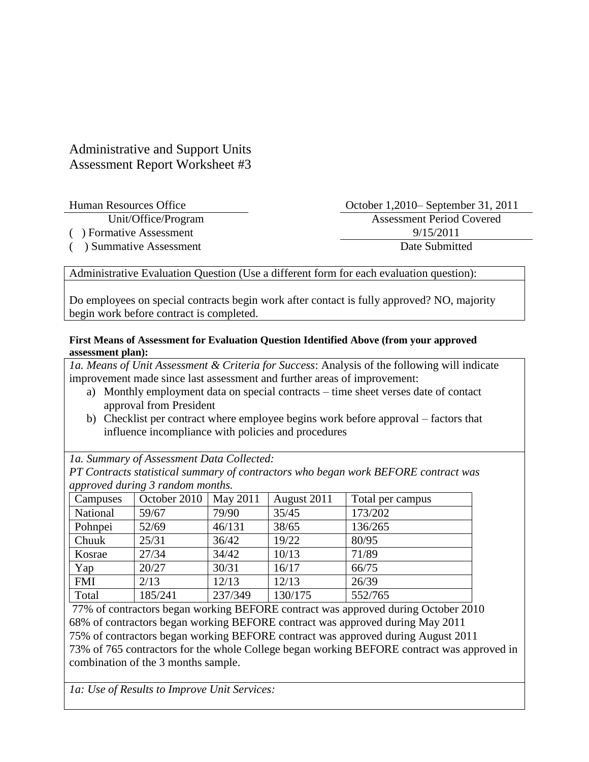Administrative and Support Units
Assessment Report Worksheet #3

Human Resources Office — Unit/Office/Program

October 1,2010– September 31, 2011 — Assessment Period Covered

( ) Formative Assessment

( ) Summative Assessment

9/15/2011 — Date Submitted

Administrative Evaluation Question (Use a different form for each evaluation question):

Do employees on special contracts begin work after contact is fully approved? NO, majority begin work before contract is completed.

**First Means of Assessment for Evaluation Question Identified Above (from your approved assessment plan):**

*1a. Means of Unit Assessment & Criteria for Success*: Analysis of the following will indicate improvement made since last assessment and further areas of improvement:

a) Monthly employment data on special contracts – time sheet verses date of contact approval from President
b) Checklist per contract where employee begins work before approval – factors that influence incompliance with policies and procedures

*1a. Summary of Assessment Data Collected:*

*PT Contracts statistical summary of contractors who began work BEFORE contract was approved during 3 random months.*

| Campuses | October 2010 | May 2011 | August 2011 | Total per campus |
|---|---|---|---|---|
| National | 59/67 | 79/90 | 35/45 | 173/202 |
| Pohnpei | 52/69 | 46/131 | 38/65 | 136/265 |
| Chuuk | 25/31 | 36/42 | 19/22 | 80/95 |
| Kosrae | 27/34 | 34/42 | 10/13 | 71/89 |
| Yap | 20/27 | 30/31 | 16/17 | 66/75 |
| FMI | 2/13 | 12/13 | 12/13 | 26/39 |
| Total | 185/241 | 237/349 | 130/175 | 552/765 |

77% of contractors began working BEFORE contract was approved during October 2010
68% of contractors began working BEFORE contract was approved during May 2011
75% of contractors began working BEFORE contract was approved during August 2011
73% of 765 contractors for the whole College began working BEFORE contract was approved in combination of the 3 months sample.

*1a: Use of Results to Improve Unit Services:*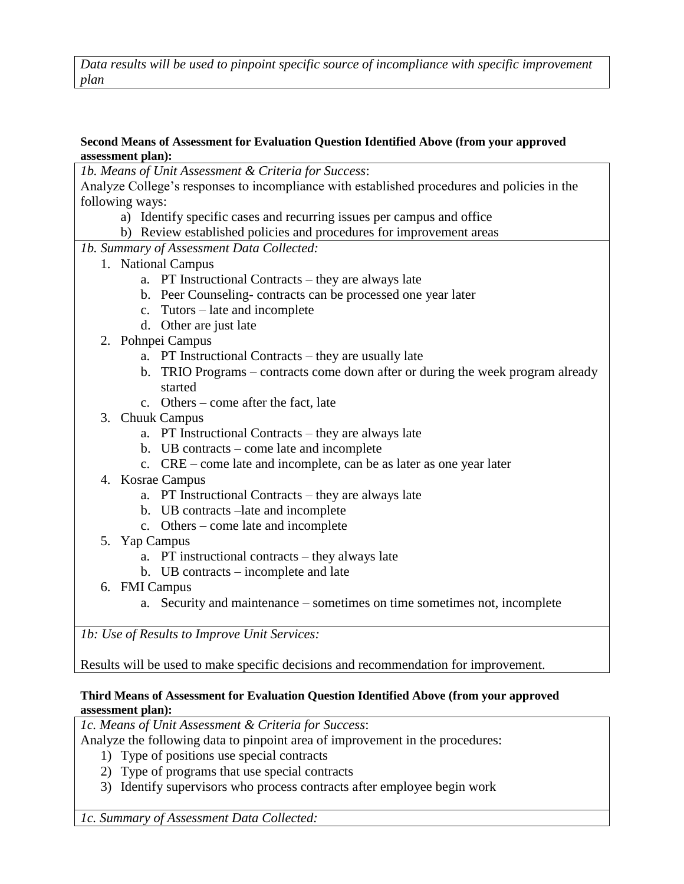*Data results will be used to pinpoint specific source of incompliance with specific improvement plan*

**Second Means of Assessment for Evaluation Question Identified Above (from your approved assessment plan):**

*1b. Means of Unit Assessment & Criteria for Success*:

Analyze College's responses to incompliance with established procedures and policies in the following ways:

a) Identify specific cases and recurring issues per campus and office
b) Review established policies and procedures for improvement areas

*1b. Summary of Assessment Data Collected:*

1. National Campus
   a. PT Instructional Contracts – they are always late
   b. Peer Counseling- contracts can be processed one year later
   c. Tutors – late and incomplete
   d. Other are just late
2. Pohnpei Campus
   a. PT Instructional Contracts – they are usually late
   b. TRIO Programs – contracts come down after or during the week program already started
   c. Others – come after the fact, late
3. Chuuk Campus
   a. PT Instructional Contracts – they are always late
   b. UB contracts – come late and incomplete
   c. CRE – come late and incomplete, can be as later as one year later
4. Kosrae Campus
   a. PT Instructional Contracts – they are always late
   b. UB contracts –late and incomplete
   c. Others – come late and incomplete
5. Yap Campus
   a. PT instructional contracts – they always late
   b. UB contracts – incomplete and late
6. FMI Campus
   a. Security and maintenance – sometimes on time sometimes not, incomplete

*1b: Use of Results to Improve Unit Services:*

Results will be used to make specific decisions and recommendation for improvement.

**Third Means of Assessment for Evaluation Question Identified Above (from your approved assessment plan):**

*1c. Means of Unit Assessment & Criteria for Success*:

Analyze the following data to pinpoint area of improvement in the procedures:

1) Type of positions use special contracts
2) Type of programs that use special contracts
3) Identify supervisors who process contracts after employee begin work

*1c. Summary of Assessment Data Collected:*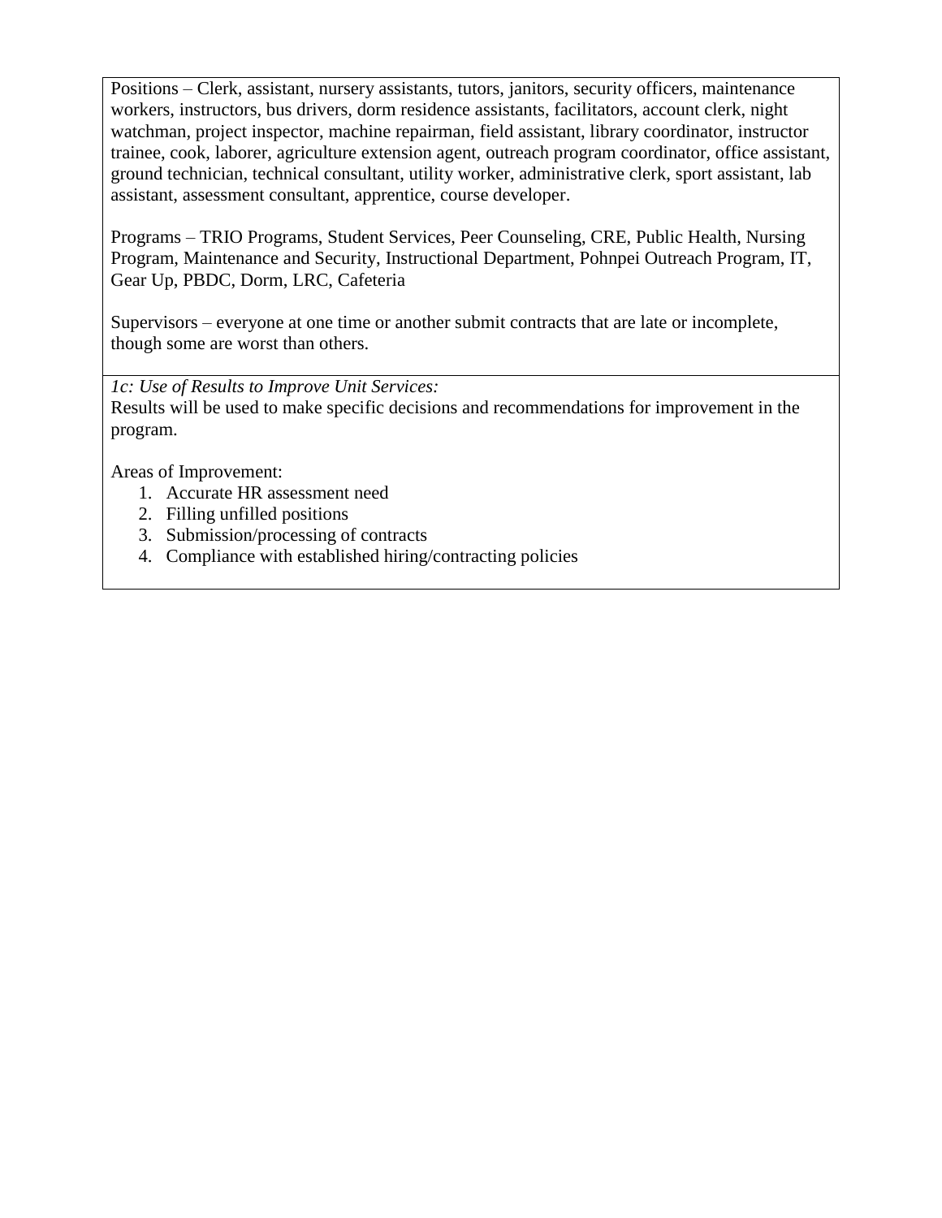Positions – Clerk, assistant, nursery assistants, tutors, janitors, security officers, maintenance workers, instructors, bus drivers, dorm residence assistants, facilitators, account clerk, night watchman, project inspector, machine repairman, field assistant, library coordinator, instructor trainee, cook, laborer, agriculture extension agent, outreach program coordinator, office assistant, ground technician, technical consultant, utility worker, administrative clerk, sport assistant, lab assistant, assessment consultant, apprentice, course developer.

Programs – TRIO Programs, Student Services, Peer Counseling, CRE, Public Health, Nursing Program, Maintenance and Security, Instructional Department, Pohnpei Outreach Program, IT, Gear Up, PBDC, Dorm, LRC, Cafeteria

Supervisors – everyone at one time or another submit contracts that are late or incomplete, though some are worst than others.

*1c: Use of Results to Improve Unit Services:*
Results will be used to make specific decisions and recommendations for improvement in the program.

Areas of Improvement:

1. Accurate HR assessment need
2. Filling unfilled positions
3. Submission/processing of contracts
4. Compliance with established hiring/contracting policies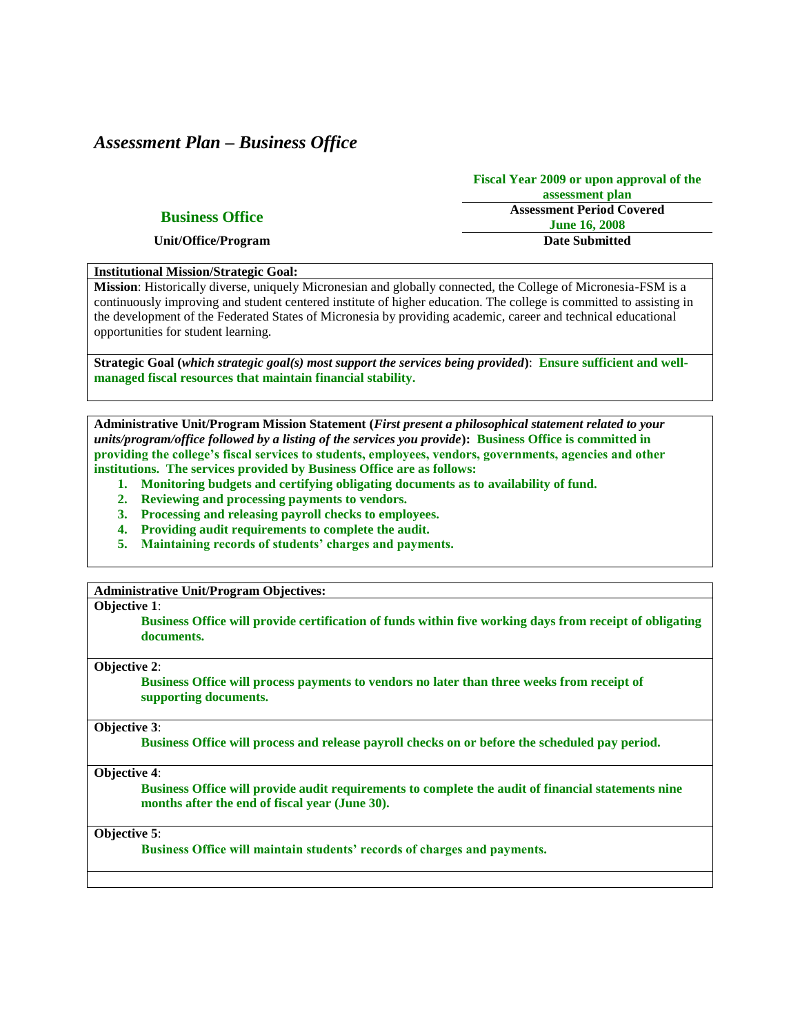# *Assessment Plan – Business Office*

| **Business Office** | **Fiscal Year 2009 or upon approval of the assessment plan** |
|---|---|
| **Unit/Office/Program** | **Assessment Period Covered** |
| | **June 16, 2008** |
| | **Date Submitted** |

**Institutional Mission/Strategic Goal:**

**Mission**: Historically diverse, uniquely Micronesian and globally connected, the College of Micronesia-FSM is a continuously improving and student centered institute of higher education. The college is committed to assisting in the development of the Federated States of Micronesia by providing academic, career and technical educational opportunities for student learning.

**Strategic Goal (*which strategic goal(s) most support the services being provided*)**: **Ensure sufficient and well-managed fiscal resources that maintain financial stability.**

**Administrative Unit/Program Mission Statement (*First present a philosophical statement related to your units/program/office followed by a listing of the services you provide*)**: **Business Office is committed in providing the college's fiscal services to students, employees, vendors, governments, agencies and other institutions. The services provided by Business Office are as follows:**

1. **Monitoring budgets and certifying obligating documents as to availability of fund.**
2. **Reviewing and processing payments to vendors.**
3. **Processing and releasing payroll checks to employees.**
4. **Providing audit requirements to complete the audit.**
5. **Maintaining records of students' charges and payments.**

**Administrative Unit/Program Objectives:**

**Objective 1**:
**Business Office will provide certification of funds within five working days from receipt of obligating documents.**

**Objective 2**:
**Business Office will process payments to vendors no later than three weeks from receipt of supporting documents.**

**Objective 3**:
**Business Office will process and release payroll checks on or before the scheduled pay period.**

**Objective 4**:
**Business Office will provide audit requirements to complete the audit of financial statements nine months after the end of fiscal year (June 30).**

**Objective 5**:
**Business Office will maintain students' records of charges and payments.**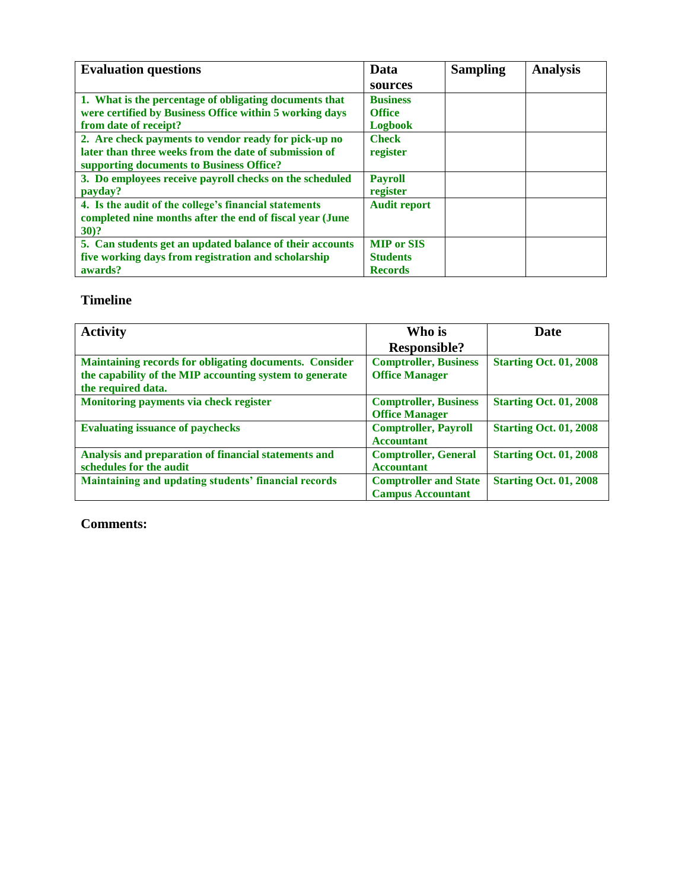| Evaluation questions | Data sources | Sampling | Analysis |
|---|---|---|---|
| **1. What is the percentage of obligating documents that were certified by Business Office within 5 working days from date of receipt?** | **Business Office Logbook** | | |
| **2. Are check payments to vendor ready for pick-up no later than three weeks from the date of submission of supporting documents to Business Office?** | **Check register** | | |
| **3. Do employees receive payroll checks on the scheduled payday?** | **Payroll register** | | |
| **4. Is the audit of the college's financial statements completed nine months after the end of fiscal year (June 30)?** | **Audit report** | | |
| **5. Can students get an updated balance of their accounts five working days from registration and scholarship awards?** | **MIP or SIS Students Records** | | |

## Timeline

| Activity | Who is Responsible? | Date |
|---|---|---|
| **Maintaining records for obligating documents. Consider the capability of the MIP accounting system to generate the required data.** | **Comptroller, Business Office Manager** | **Starting Oct. 01, 2008** |
| **Monitoring payments via check register** | **Comptroller, Business Office Manager** | **Starting Oct. 01, 2008** |
| **Evaluating issuance of paychecks** | **Comptroller, Payroll Accountant** | **Starting Oct. 01, 2008** |
| **Analysis and preparation of financial statements and schedules for the audit** | **Comptroller, General Accountant** | **Starting Oct. 01, 2008** |
| **Maintaining and updating students' financial records** | **Comptroller and State Campus Accountant** | **Starting Oct. 01, 2008** |

**Comments:**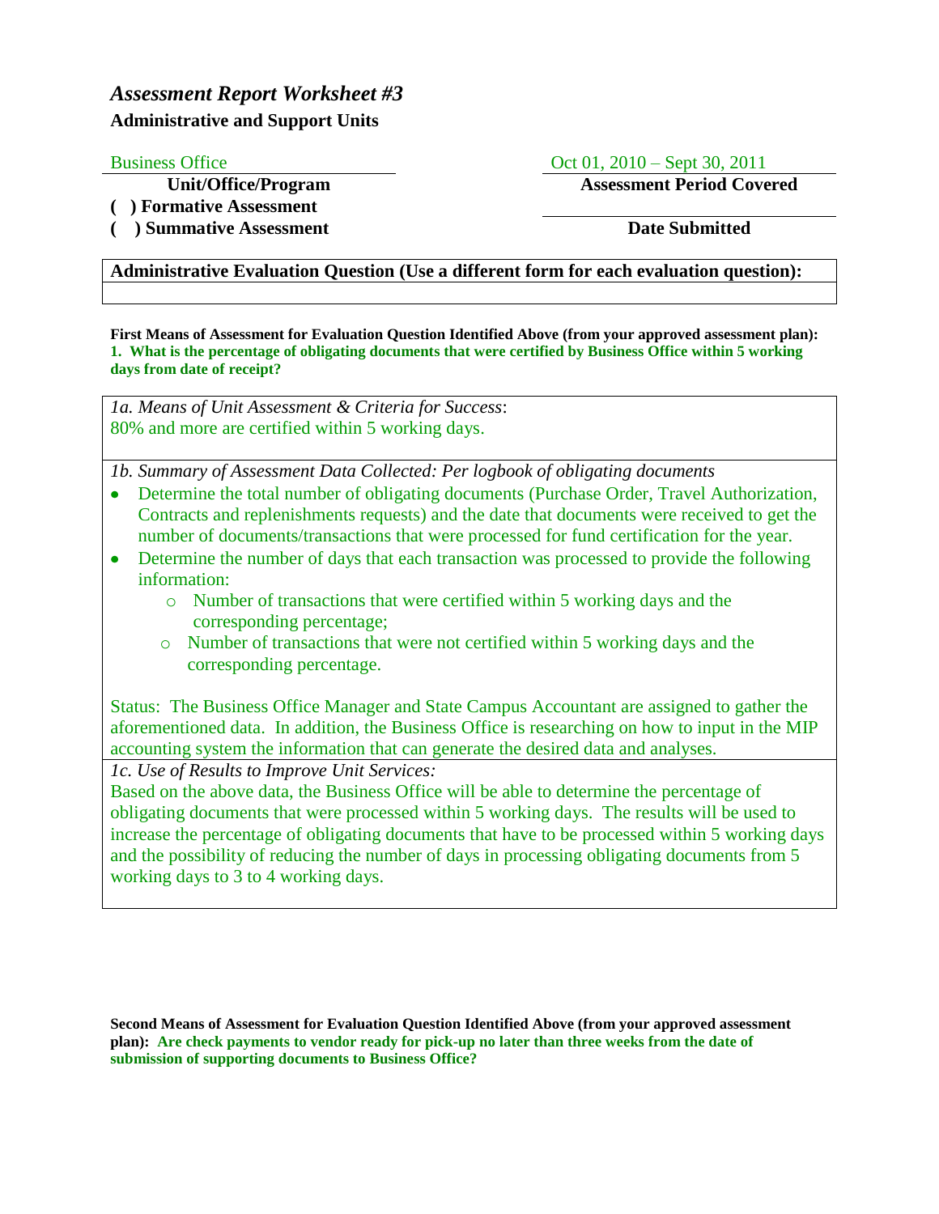# *Assessment Report Worksheet #3*

**Administrative and Support Units**

| Business Office | Oct 01, 2010 – Sept 30, 2011 |
|---|---|
| **Unit/Office/Program** | **Assessment Period Covered** |
| **( ) Formative Assessment** | |
| **( ) Summative Assessment** | **Date Submitted** |

**Administrative Evaluation Question (Use a different form for each evaluation question):**

**First Means of Assessment for Evaluation Question Identified Above (from your approved assessment plan):**
**1. What is the percentage of obligating documents that were certified by Business Office within 5 working days from date of receipt?**

*1a. Means of Unit Assessment & Criteria for Success*:
80% and more are certified within 5 working days.

*1b. Summary of Assessment Data Collected: Per logbook of obligating documents*

- Determine the total number of obligating documents (Purchase Order, Travel Authorization, Contracts and replenishments requests) and the date that documents were received to get the number of documents/transactions that were processed for fund certification for the year.
- Determine the number of days that each transaction was processed to provide the following information:
  - Number of transactions that were certified within 5 working days and the corresponding percentage;
  - Number of transactions that were not certified within 5 working days and the corresponding percentage.

Status: The Business Office Manager and State Campus Accountant are assigned to gather the aforementioned data. In addition, the Business Office is researching on how to input in the MIP accounting system the information that can generate the desired data and analyses.

*1c. Use of Results to Improve Unit Services:*
Based on the above data, the Business Office will be able to determine the percentage of obligating documents that were processed within 5 working days. The results will be used to increase the percentage of obligating documents that have to be processed within 5 working days and the possibility of reducing the number of days in processing obligating documents from 5 working days to 3 to 4 working days.

**Second Means of Assessment for Evaluation Question Identified Above (from your approved assessment plan): Are check payments to vendor ready for pick-up no later than three weeks from the date of submission of supporting documents to Business Office?**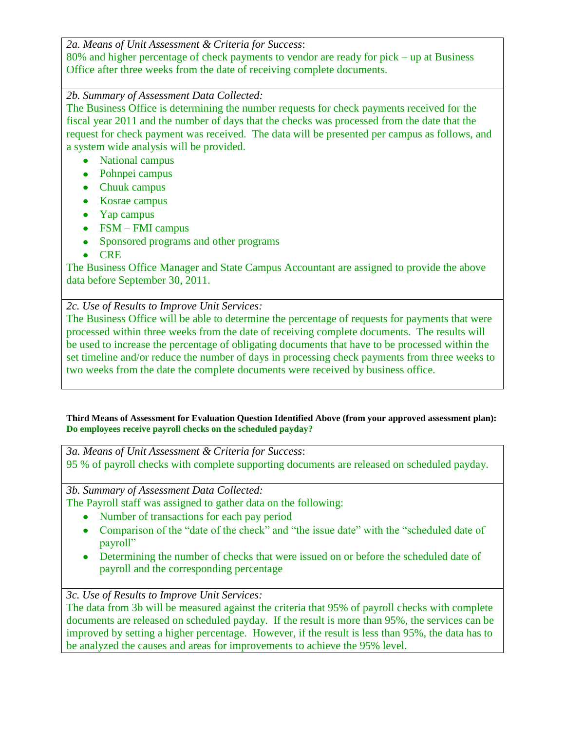*2a. Means of Unit Assessment & Criteria for Success*:
80% and higher percentage of check payments to vendor are ready for pick – up at Business Office after three weeks from the date of receiving complete documents.

*2b. Summary of Assessment Data Collected:*
The Business Office is determining the number requests for check payments received for the fiscal year 2011 and the number of days that the checks was processed from the date that the request for check payment was received. The data will be presented per campus as follows, and a system wide analysis will be provided.

- National campus
- Pohnpei campus
- Chuuk campus
- Kosrae campus
- Yap campus
- FSM – FMI campus
- Sponsored programs and other programs
- CRE

The Business Office Manager and State Campus Accountant are assigned to provide the above data before September 30, 2011.

*2c. Use of Results to Improve Unit Services:*
The Business Office will be able to determine the percentage of requests for payments that were processed within three weeks from the date of receiving complete documents. The results will be used to increase the percentage of obligating documents that have to be processed within the set timeline and/or reduce the number of days in processing check payments from three weeks to two weeks from the date the complete documents were received by business office.

**Third Means of Assessment for Evaluation Question Identified Above (from your approved assessment plan):**
**Do employees receive payroll checks on the scheduled payday?**

*3a. Means of Unit Assessment & Criteria for Success*:
95 % of payroll checks with complete supporting documents are released on scheduled payday.

*3b. Summary of Assessment Data Collected:*
The Payroll staff was assigned to gather data on the following:

- Number of transactions for each pay period
- Comparison of the "date of the check" and "the issue date" with the "scheduled date of payroll"
- Determining the number of checks that were issued on or before the scheduled date of payroll and the corresponding percentage

*3c. Use of Results to Improve Unit Services:*
The data from 3b will be measured against the criteria that 95% of payroll checks with complete documents are released on scheduled payday. If the result is more than 95%, the services can be improved by setting a higher percentage. However, if the result is less than 95%, the data has to be analyzed the causes and areas for improvements to achieve the 95% level.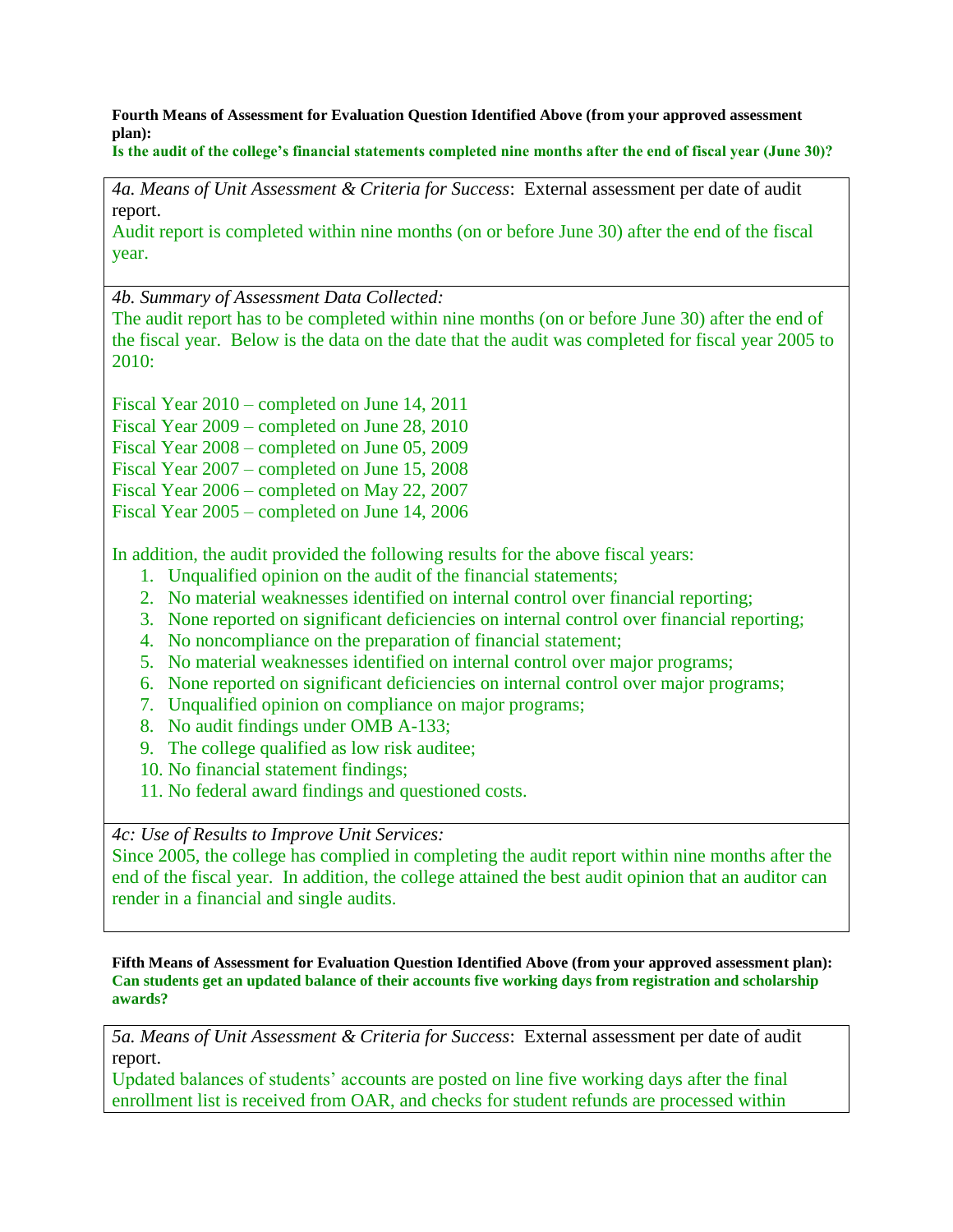**Fourth Means of Assessment for Evaluation Question Identified Above (from your approved assessment plan):**
**Is the audit of the college's financial statements completed nine months after the end of fiscal year (June 30)?**

*4a. Means of Unit Assessment & Criteria for Success*: External assessment per date of audit report.
Audit report is completed within nine months (on or before June 30) after the end of the fiscal year.

*4b. Summary of Assessment Data Collected:*
The audit report has to be completed within nine months (on or before June 30) after the end of the fiscal year. Below is the data on the date that the audit was completed for fiscal year 2005 to 2010:

Fiscal Year 2010 – completed on June 14, 2011
Fiscal Year 2009 – completed on June 28, 2010
Fiscal Year 2008 – completed on June 05, 2009
Fiscal Year 2007 – completed on June 15, 2008
Fiscal Year 2006 – completed on May 22, 2007
Fiscal Year 2005 – completed on June 14, 2006

In addition, the audit provided the following results for the above fiscal years:

1. Unqualified opinion on the audit of the financial statements;
2. No material weaknesses identified on internal control over financial reporting;
3. None reported on significant deficiencies on internal control over financial reporting;
4. No noncompliance on the preparation of financial statement;
5. No material weaknesses identified on internal control over major programs;
6. None reported on significant deficiencies on internal control over major programs;
7. Unqualified opinion on compliance on major programs;
8. No audit findings under OMB A-133;
9. The college qualified as low risk auditee;
10. No financial statement findings;
11. No federal award findings and questioned costs.

*4c: Use of Results to Improve Unit Services:*
Since 2005, the college has complied in completing the audit report within nine months after the end of the fiscal year. In addition, the college attained the best audit opinion that an auditor can render in a financial and single audits.

**Fifth Means of Assessment for Evaluation Question Identified Above (from your approved assessment plan):**
**Can students get an updated balance of their accounts five working days from registration and scholarship awards?**

*5a. Means of Unit Assessment & Criteria for Success*: External assessment per date of audit report.
Updated balances of students' accounts are posted on line five working days after the final enrollment list is received from OAR, and checks for student refunds are processed within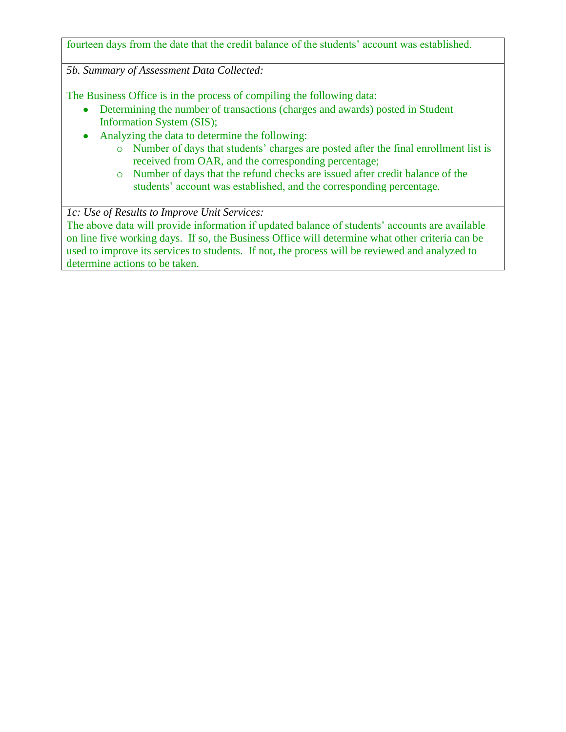fourteen days from the date that the credit balance of the students' account was established.

*5b. Summary of Assessment Data Collected:*

The Business Office is in the process of compiling the following data:

- Determining the number of transactions (charges and awards) posted in Student Information System (SIS);
- Analyzing the data to determine the following:
  - Number of days that students' charges are posted after the final enrollment list is received from OAR, and the corresponding percentage;
  - Number of days that the refund checks are issued after credit balance of the students' account was established, and the corresponding percentage.

*1c: Use of Results to Improve Unit Services:*

The above data will provide information if updated balance of students' accounts are available on line five working days.  If so, the Business Office will determine what other criteria can be used to improve its services to students.  If not, the process will be reviewed and analyzed to determine actions to be taken.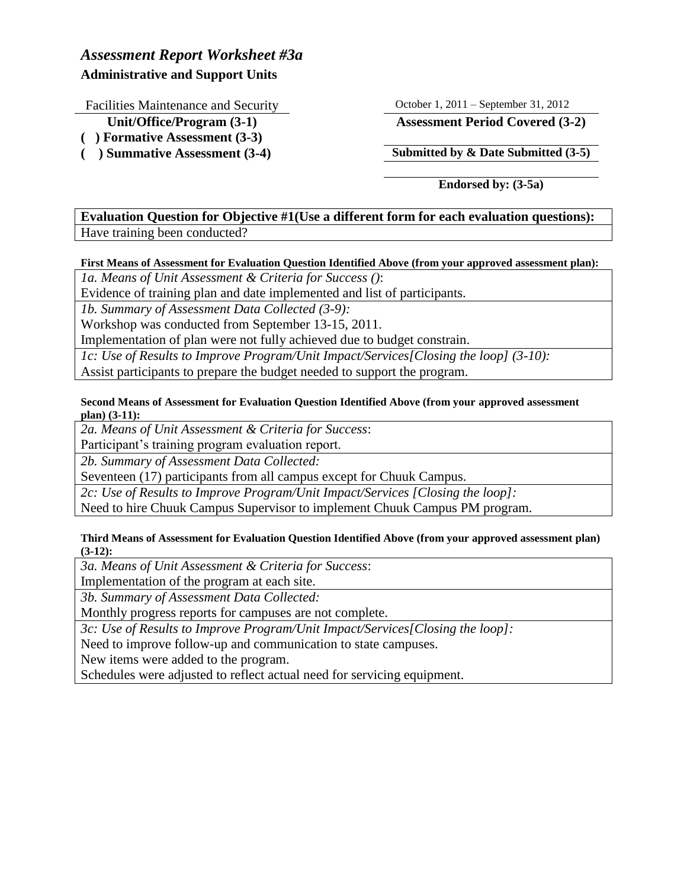## *Assessment Report Worksheet #3a*

**Administrative and Support Units**

Facilities Maintenance and Security
**Unit/Office/Program (3-1)**

October 1, 2011 – September 31, 2012
**Assessment Period Covered (3-2)**

**( ) Formative Assessment (3-3)**

**( ) Summative Assessment (3-4)**

**Submitted by & Date Submitted (3-5)**

**Endorsed by: (3-5a)**

| **Evaluation Question for Objective #1(Use a different form for each evaluation questions):** |
|---|
| Have training been conducted? |

**First Means of Assessment for Evaluation Question Identified Above (from your approved assessment plan):**

| *1a. Means of Unit Assessment & Criteria for Success ()*: |
|---|
| Evidence of training plan and date implemented and list of participants. |
| *1b. Summary of Assessment Data Collected (3-9):* |
| Workshop was conducted from September 13-15, 2011.<br>Implementation of plan were not fully achieved due to budget constrain. |
| *1c: Use of Results to Improve Program/Unit Impact/Services[Closing the loop] (3-10):* |
| Assist participants to prepare the budget needed to support the program. |

**Second Means of Assessment for Evaluation Question Identified Above (from your approved assessment plan) (3-11):**

| *2a. Means of Unit Assessment & Criteria for Success*: |
|---|
| Participant's training program evaluation report. |
| *2b. Summary of Assessment Data Collected:* |
| Seventeen (17) participants from all campus except for Chuuk Campus. |
| *2c: Use of Results to Improve Program/Unit Impact/Services [Closing the loop]:* |
| Need to hire Chuuk Campus Supervisor to implement Chuuk Campus PM program. |

**Third Means of Assessment for Evaluation Question Identified Above (from your approved assessment plan) (3-12):**

| *3a. Means of Unit Assessment & Criteria for Success*: |
|---|
| Implementation of the program at each site. |
| *3b. Summary of Assessment Data Collected:* |
| Monthly progress reports for campuses are not complete. |
| *3c: Use of Results to Improve Program/Unit Impact/Services[Closing the loop]:* |
| Need to improve follow-up and communication to state campuses.<br>New items were added to the program.<br>Schedules were adjusted to reflect actual need for servicing equipment. |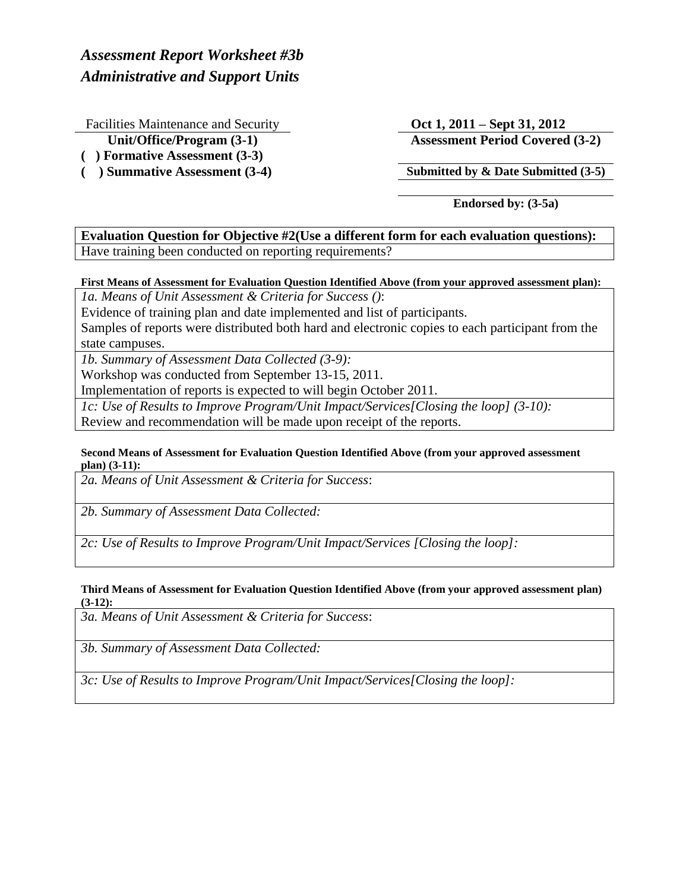# *Assessment Report Worksheet #3b*
# *Administrative and Support Units*

Facilities Maintenance and Security
**Unit/Office/Program (3-1)**

**Oct 1, 2011 – Sept 31, 2012**
**Assessment Period Covered (3-2)**

**( ) Formative Assessment (3-3)**
**( ) Summative Assessment (3-4)**

**Submitted by & Date Submitted (3-5)**

**Endorsed by: (3-5a)**

| **Evaluation Question for Objective #2(Use a different form for each evaluation questions):** |
|---|
| Have training been conducted on reporting requirements? |

**First Means of Assessment for Evaluation Question Identified Above (from your approved assessment plan):**

| *1a. Means of Unit Assessment & Criteria for Success ()*:<br>Evidence of training plan and date implemented and list of participants.<br>Samples of reports were distributed both hard and electronic copies to each participant from the state campuses. |
|---|
| *1b. Summary of Assessment Data Collected (3-9):*<br>Workshop was conducted from September 13-15, 2011.<br>Implementation of reports is expected to will begin October 2011. |
| *1c: Use of Results to Improve Program/Unit Impact/Services[Closing the loop] (3-10):*<br>Review and recommendation will be made upon receipt of the reports. |

**Second Means of Assessment for Evaluation Question Identified Above (from your approved assessment plan) (3-11):**

| *2a. Means of Unit Assessment & Criteria for Success*: |
|---|
| *2b. Summary of Assessment Data Collected:* |
| *2c: Use of Results to Improve Program/Unit Impact/Services [Closing the loop]:* |

**Third Means of Assessment for Evaluation Question Identified Above (from your approved assessment plan) (3-12):**

| *3a. Means of Unit Assessment & Criteria for Success*: |
|---|
| *3b. Summary of Assessment Data Collected:* |
| *3c: Use of Results to Improve Program/Unit Impact/Services[Closing the loop]:* |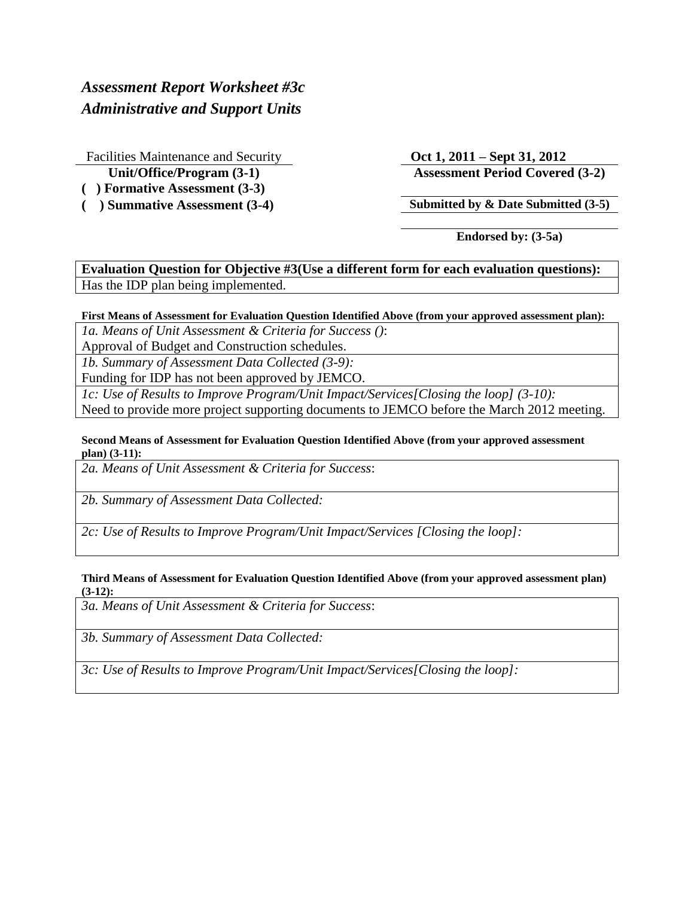# *Assessment Report Worksheet #3c*
# *Administrative and Support Units*

| Facilities Maintenance and Security | Oct 1, 2011 – Sept 31, 2012 |
|---|---|
| **Unit/Office/Program (3-1)** | **Assessment Period Covered (3-2)** |
| **( ) Formative Assessment (3-3)** | |
| **( ) Summative Assessment (3-4)** | **Submitted by & Date Submitted (3-5)** |
| | **Endorsed by: (3-5a)** |

| **Evaluation Question for Objective #3(Use a different form for each evaluation questions):** |
|---|
| Has the IDP plan being implemented. |

**First Means of Assessment for Evaluation Question Identified Above (from your approved assessment plan):**

| *1a. Means of Unit Assessment & Criteria for Success ()*:<br>Approval of Budget and Construction schedules. |
|---|
| *1b. Summary of Assessment Data Collected (3-9):*<br>Funding for IDP has not been approved by JEMCO. |
| *1c: Use of Results to Improve Program/Unit Impact/Services[Closing the loop] (3-10):*<br>Need to provide more project supporting documents to JEMCO before the March 2012 meeting. |

**Second Means of Assessment for Evaluation Question Identified Above (from your approved assessment plan) (3-11):**

| *2a. Means of Unit Assessment & Criteria for Success*: |
|---|
| *2b. Summary of Assessment Data Collected:* |
| *2c: Use of Results to Improve Program/Unit Impact/Services [Closing the loop]:* |

**Third Means of Assessment for Evaluation Question Identified Above (from your approved assessment plan) (3-12):**

| *3a. Means of Unit Assessment & Criteria for Success*: |
|---|
| *3b. Summary of Assessment Data Collected:* |
| *3c: Use of Results to Improve Program/Unit Impact/Services[Closing the loop]:* |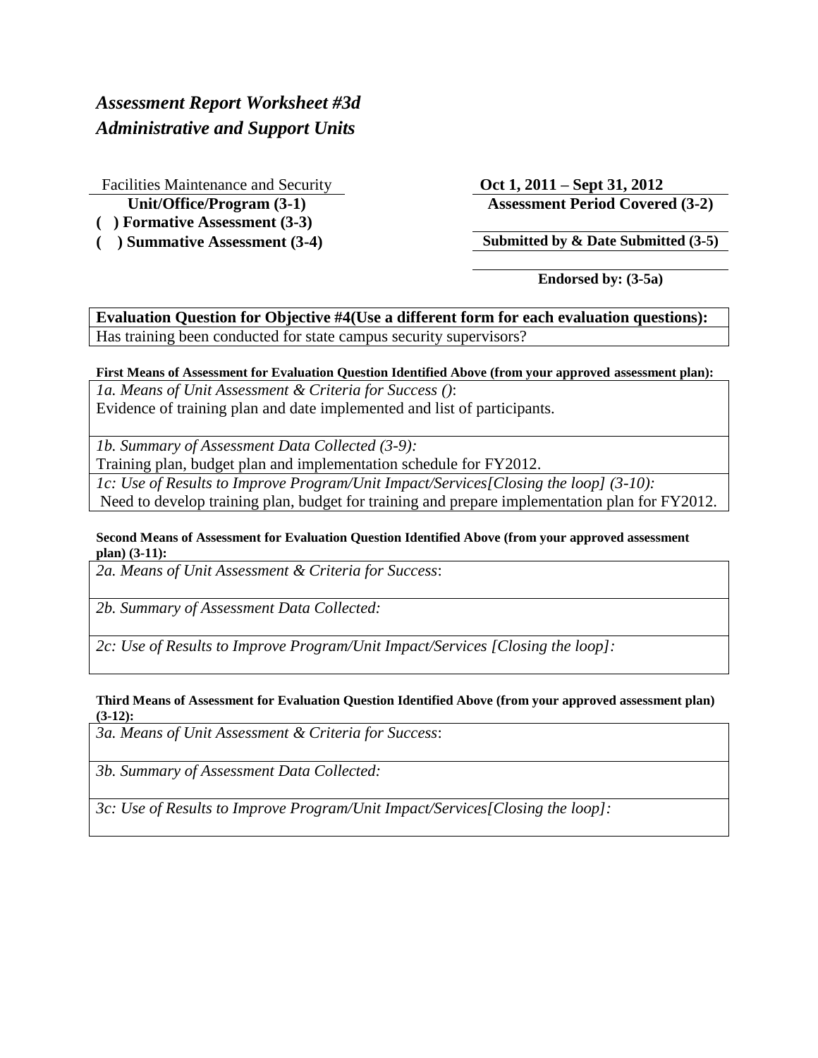# *Assessment Report Worksheet #3d*
# *Administrative and Support Units*

| | |
|---|---|
| Facilities Maintenance and Security | **Oct 1, 2011 – Sept 31, 2012** |
| **Unit/Office/Program (3-1)** | **Assessment Period Covered (3-2)** |

**( ) Formative Assessment (3-3)**

**( ) Summative Assessment (3-4)**

**Submitted by & Date Submitted (3-5)**

**Endorsed by: (3-5a)**

| **Evaluation Question for Objective #4(Use a different form for each evaluation questions):** |
|---|
| Has training been conducted for state campus security supervisors? |

**First Means of Assessment for Evaluation Question Identified Above (from your approved assessment plan):**

| |
|---|
| *1a. Means of Unit Assessment & Criteria for Success ()*: Evidence of training plan and date implemented and list of participants. |
| *1b. Summary of Assessment Data Collected (3-9):* Training plan, budget plan and implementation schedule for FY2012. |
| *1c: Use of Results to Improve Program/Unit Impact/Services[Closing the loop] (3-10):* Need to develop training plan, budget for training and prepare implementation plan for FY2012. |

**Second Means of Assessment for Evaluation Question Identified Above (from your approved assessment plan) (3-11):**

| |
|---|
| *2a. Means of Unit Assessment & Criteria for Success*: |
| *2b. Summary of Assessment Data Collected:* |
| *2c: Use of Results to Improve Program/Unit Impact/Services [Closing the loop]:* |

**Third Means of Assessment for Evaluation Question Identified Above (from your approved assessment plan) (3-12):**

| |
|---|
| *3a. Means of Unit Assessment & Criteria for Success*: |
| *3b. Summary of Assessment Data Collected:* |
| *3c: Use of Results to Improve Program/Unit Impact/Services[Closing the loop]:* |